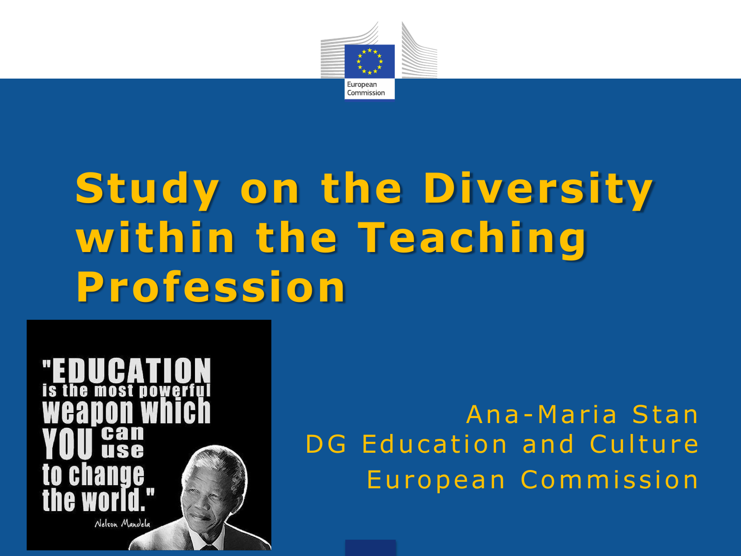# Study on the Diversity within the Teaching Profession

"EDUCATION is the most powerful weapon which YOU can use to change the world."
Nelson Mandela

Ana-Maria Stan
DG Education and Culture
European Commission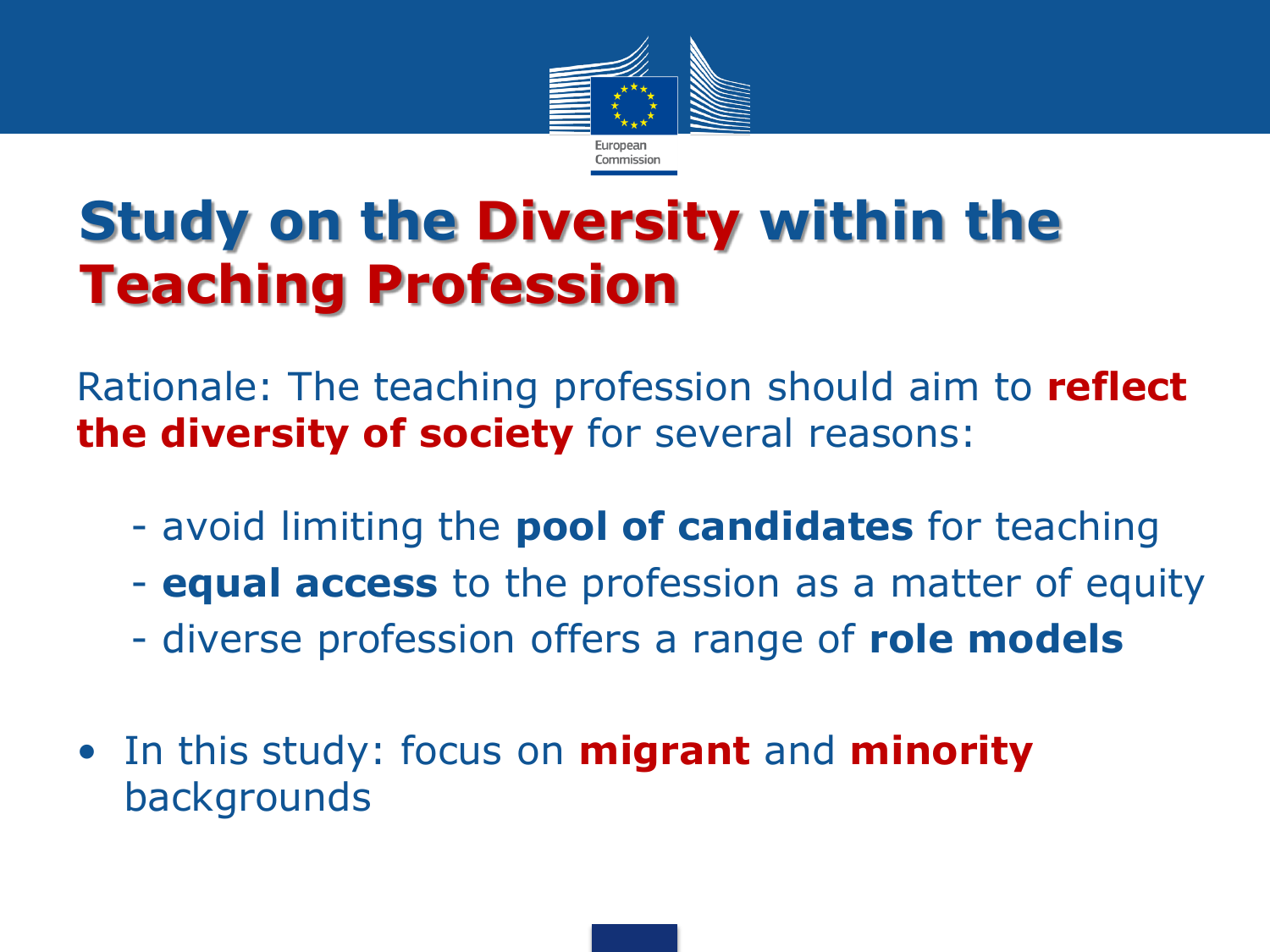# Study on the Diversity within the Teaching Profession

Rationale: The teaching profession should aim to **reflect the diversity of society** for several reasons:

- avoid limiting the **pool of candidates** for teaching
- **equal access** to the profession as a matter of equity
- diverse profession offers a range of **role models**

- In this study: focus on **migrant** and **minority** backgrounds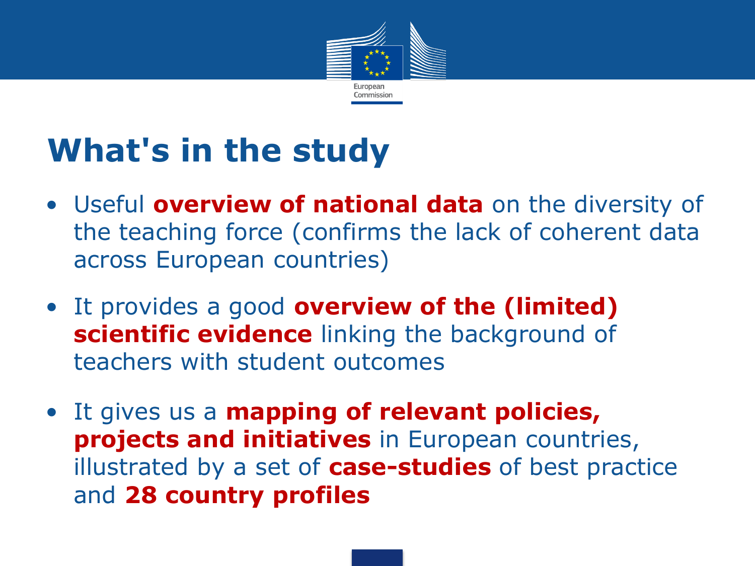# What's in the study

- Useful **overview of national data** on the diversity of the teaching force (confirms the lack of coherent data across European countries)
- It provides a good **overview of the (limited) scientific evidence** linking the background of teachers with student outcomes
- It gives us a **mapping of relevant policies, projects and initiatives** in European countries, illustrated by a set of **case-studies** of best practice and **28 country profiles**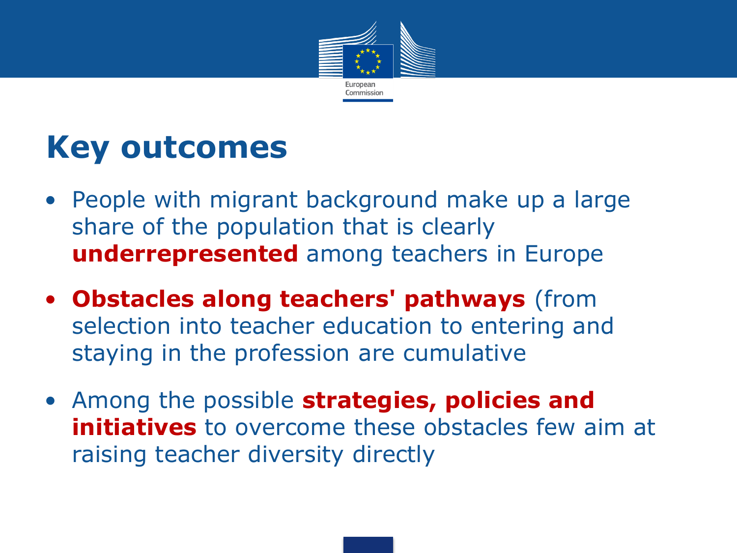# Key outcomes

- People with migrant background make up a large share of the population that is clearly **underrepresented** among teachers in Europe
- **Obstacles along teachers' pathways** (from selection into teacher education to entering and staying in the profession are cumulative
- Among the possible **strategies, policies and initiatives** to overcome these obstacles few aim at raising teacher diversity directly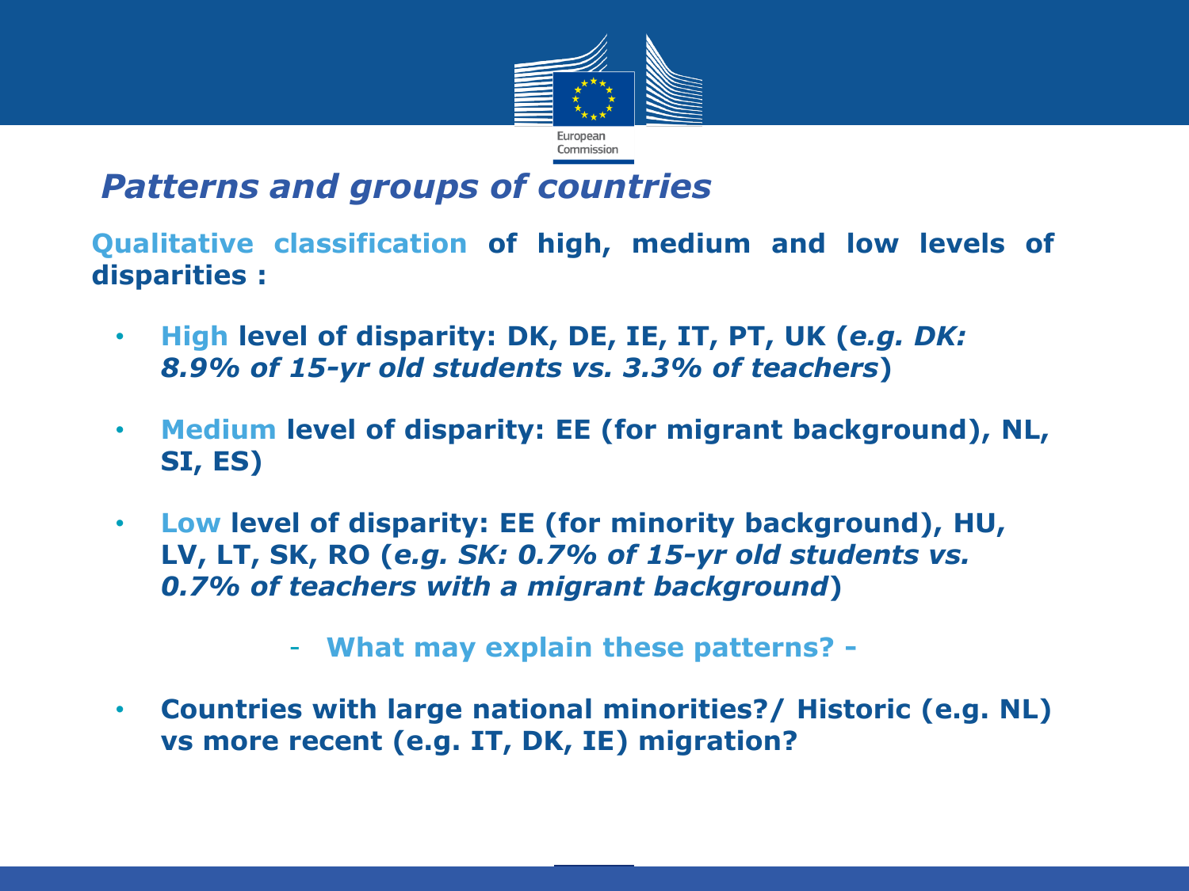## *Patterns and groups of countries*

**Qualitative classification of high, medium and low levels of disparities :**

- **High level of disparity: DK, DE, IE, IT, PT, UK (*e.g. DK: 8.9% of 15-yr old students vs. 3.3% of teachers*)**
- **Medium level of disparity: EE (for migrant background), NL, SI, ES)**
- **Low level of disparity: EE (for minority background), HU, LV, LT, SK, RO (*e.g. SK: 0.7% of 15-yr old students vs. 0.7% of teachers with a migrant background*)**

**- What may explain these patterns? -**

- **Countries with large national minorities?/ Historic (e.g. NL) vs more recent (e.g. IT, DK, IE) migration?**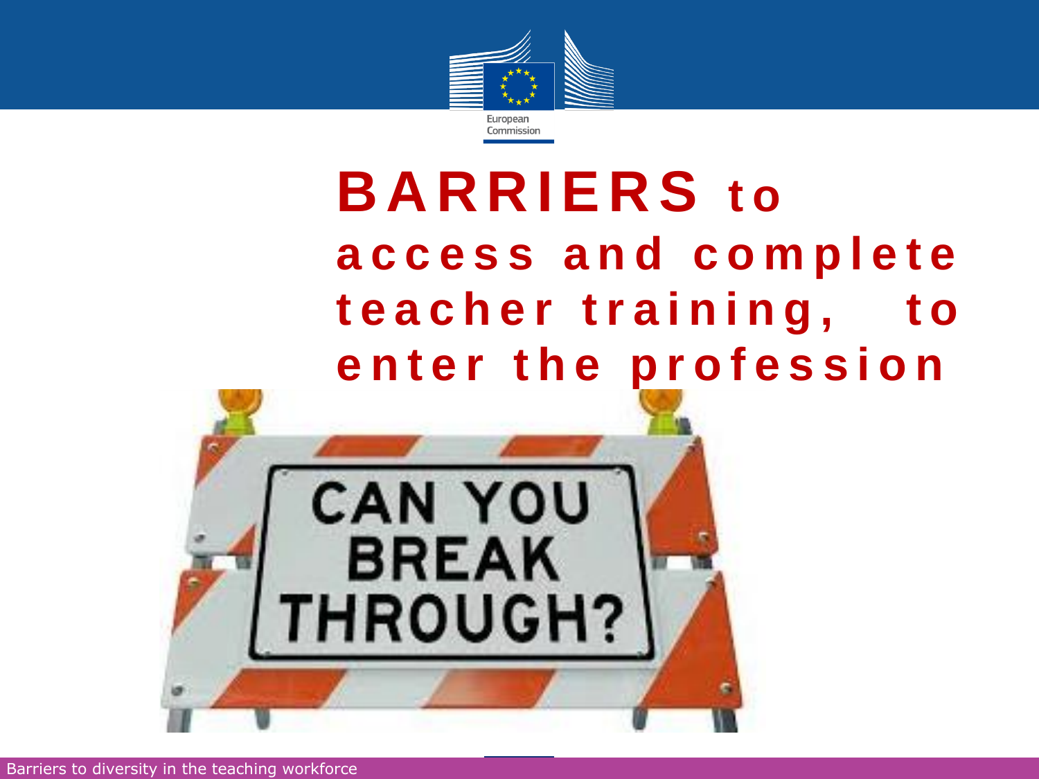# BARRIERS to access and complete teacher training, to enter the profession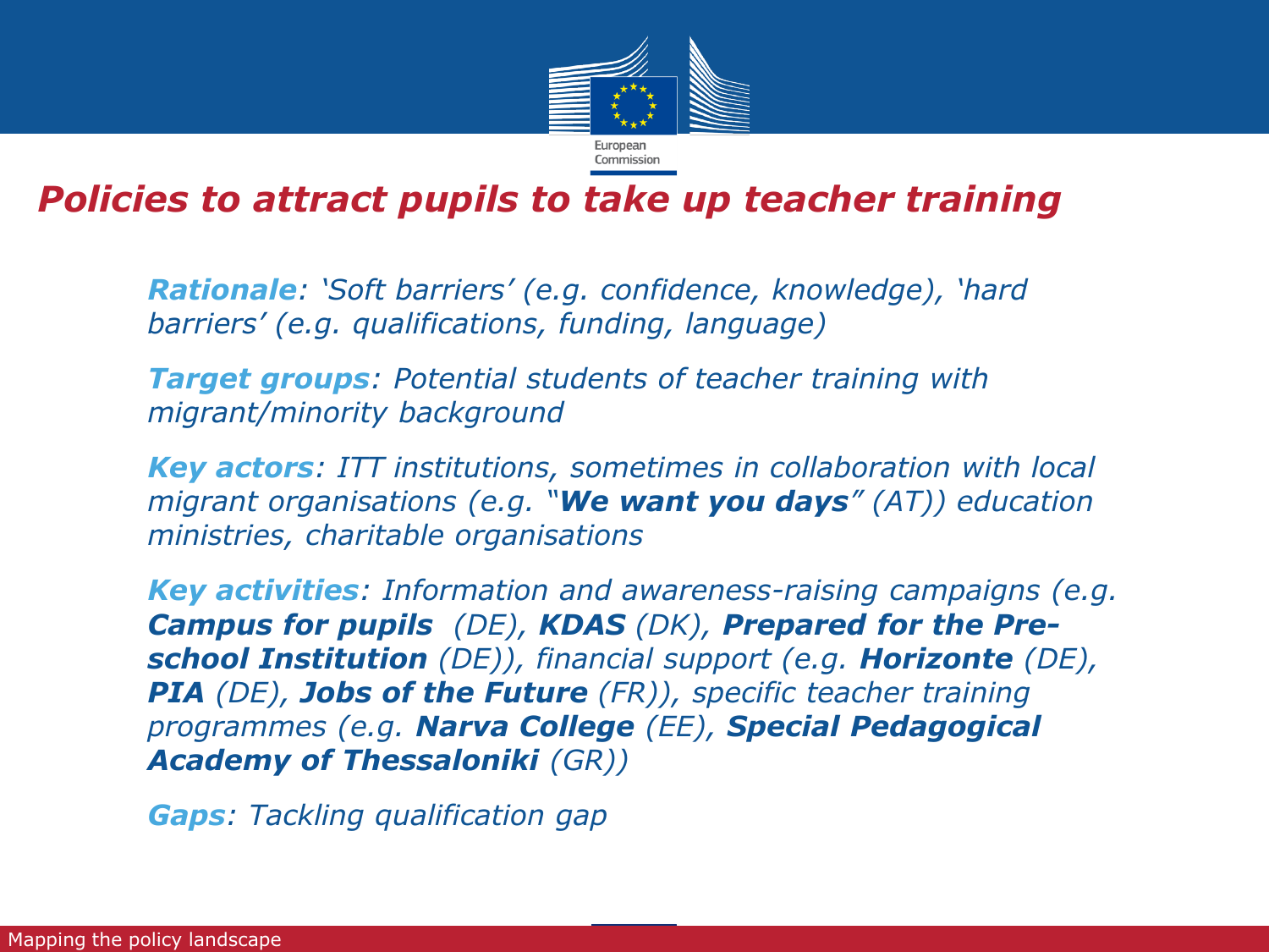# *Policies to attract pupils to take up teacher training*

***Rationale**: 'Soft barriers' (e.g. confidence, knowledge), 'hard barriers' (e.g. qualifications, funding, language)*

***Target groups**: Potential students of teacher training with migrant/minority background*

***Key actors**: ITT institutions, sometimes in collaboration with local migrant organisations (e.g. "**We want you days**" (AT)) education ministries, charitable organisations*

***Key activities**: Information and awareness-raising campaigns (e.g. **Campus for pupils** (DE), **KDAS** (DK), **Prepared for the Pre-school Institution** (DE)), financial support (e.g. **Horizonte** (DE), **PIA** (DE), **Jobs of the Future** (FR)), specific teacher training programmes (e.g. **Narva College** (EE), **Special Pedagogical Academy of Thessaloniki** (GR))*

***Gaps**: Tackling qualification gap*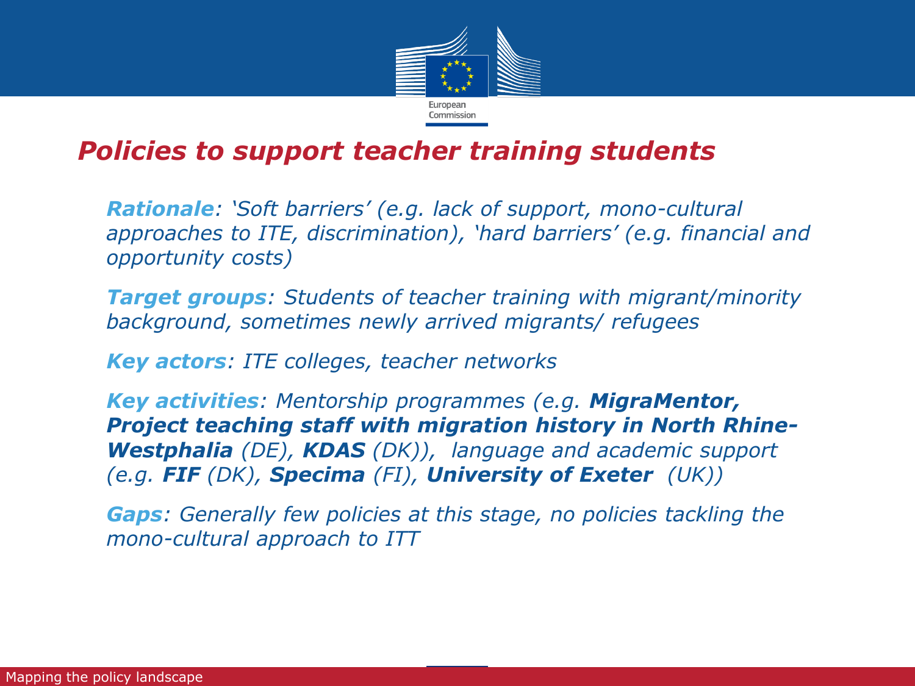# *Policies to support teacher training students*

***Rationale**: 'Soft barriers' (e.g. lack of support, mono-cultural approaches to ITE, discrimination), 'hard barriers' (e.g. financial and opportunity costs)*

***Target groups**: Students of teacher training with migrant/minority background, sometimes newly arrived migrants/ refugees*

***Key actors**: ITE colleges, teacher networks*

***Key activities**: Mentorship programmes (e.g. **MigraMentor, Project teaching staff with migration history in North Rhine-Westphalia** (DE), **KDAS** (DK)), language and academic support (e.g. **FIF** (DK), **Specima** (FI), **University of Exeter** (UK))*

***Gaps**: Generally few policies at this stage, no policies tackling the mono-cultural approach to ITT*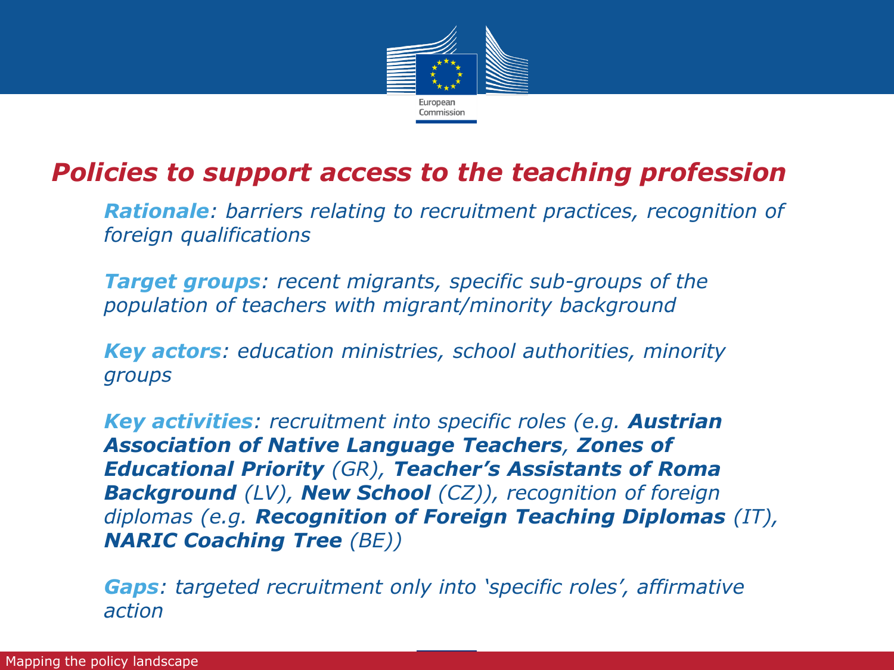## *Policies to support access to the teaching profession*

***Rationale**: barriers relating to recruitment practices, recognition of foreign qualifications*

***Target groups**: recent migrants, specific sub-groups of the population of teachers with migrant/minority background*

***Key actors**: education ministries, school authorities, minority groups*

***Key activities**: recruitment into specific roles (e.g. **Austrian Association of Native Language Teachers**, **Zones of Educational Priority** (GR), **Teacher's Assistants of Roma Background** (LV), **New School** (CZ)), recognition of foreign diplomas (e.g. **Recognition of Foreign Teaching Diplomas** (IT), **NARIC Coaching Tree** (BE))*

***Gaps**: targeted recruitment only into 'specific roles', affirmative action*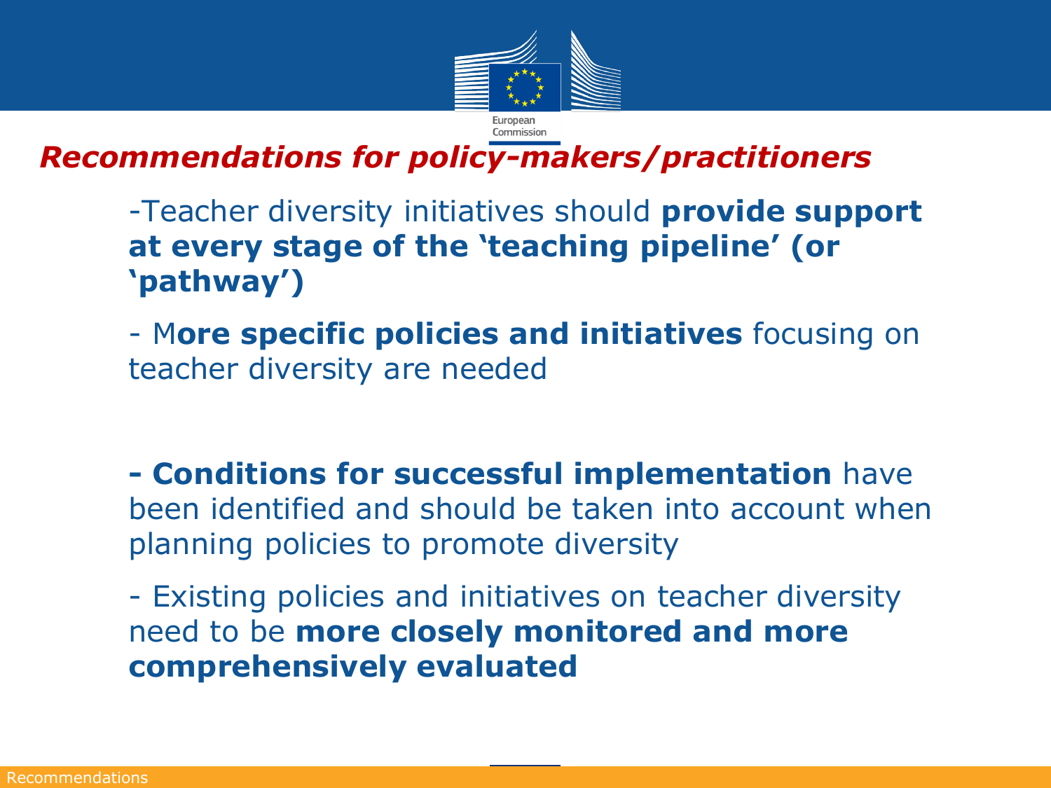## *Recommendations for policy-makers/practitioners*

-Teacher diversity initiatives should **provide support at every stage of the 'teaching pipeline' (or 'pathway')**

- M**ore specific policies and initiatives** focusing on teacher diversity are needed

**- Conditions for successful implementation** have been identified and should be taken into account when planning policies to promote diversity

- Existing policies and initiatives on teacher diversity need to be **more closely monitored and more comprehensively evaluated**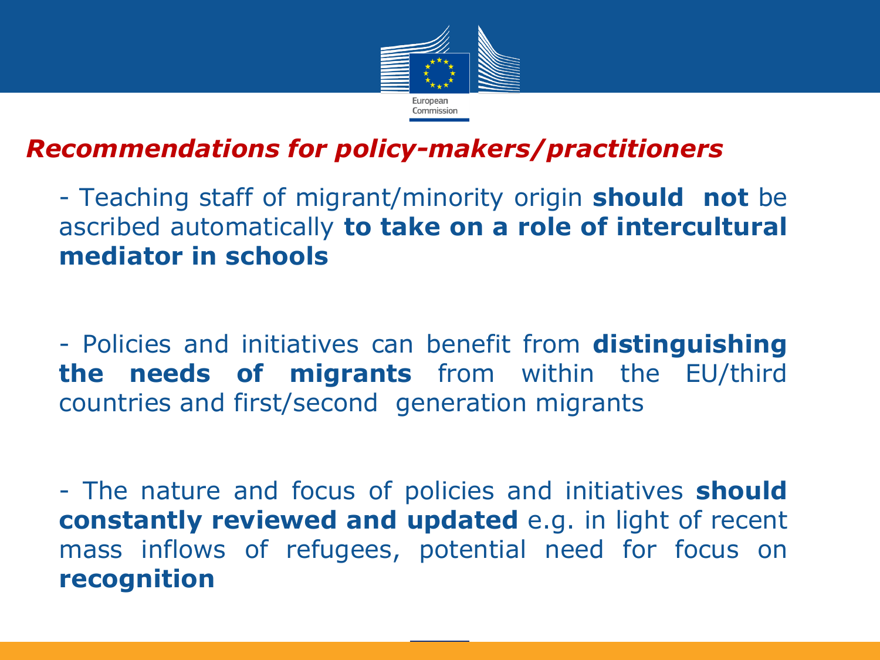## *Recommendations for policy-makers/practitioners*

- Teaching staff of migrant/minority origin **should not** be ascribed automatically **to take on a role of intercultural mediator in schools**

- Policies and initiatives can benefit from **distinguishing the needs of migrants** from within the EU/third countries and first/second generation migrants

- The nature and focus of policies and initiatives **should constantly reviewed and updated** e.g. in light of recent mass inflows of refugees, potential need for focus on **recognition**